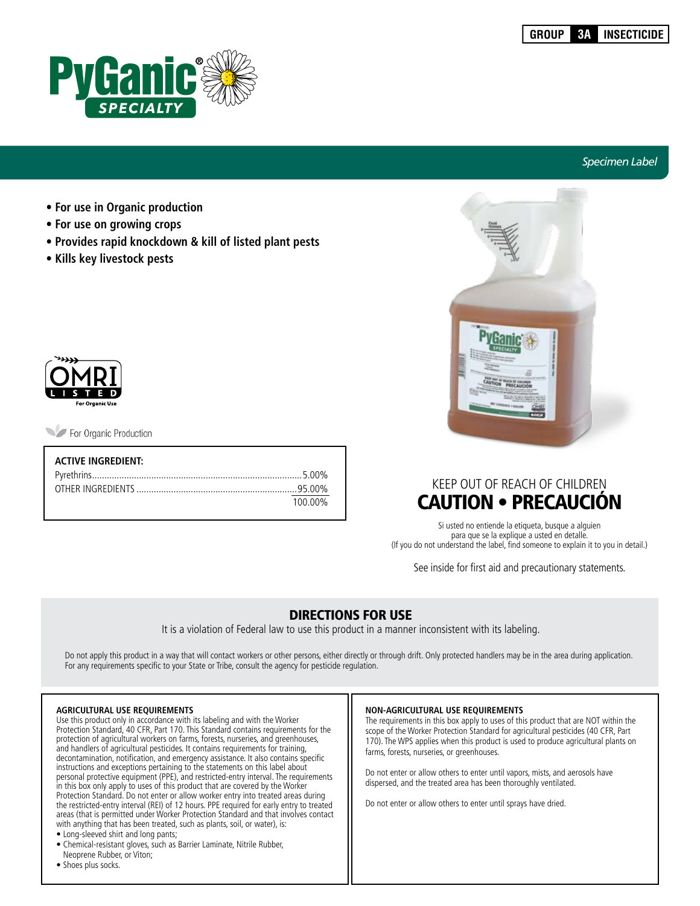GROUP 3A INSECTICIDE

# PyGanic® SPECIALTY

*Specimen Label*

- **For use in Organic production**
- **For use on growing crops**
- **Provides rapid knockdown & kill of listed plant pests**
- **Kills key livestock pests**

OMRI LISTED For Organic Use

For Organic Production

| **ACTIVE INGREDIENT:** | |
|---|---|
| Pyrethrins | 5.00% |
| OTHER INGREDIENTS | 95.00% |
| | 100.00% |

KEEP OUT OF REACH OF CHILDREN

## CAUTION • PRECAUCIÓN

Si usted no entiende la etiqueta, busque a alguien para que se la explique a usted en detalle.
(If you do not understand the label, find someone to explain it to you in detail.)

See inside for first aid and precautionary statements.

## DIRECTIONS FOR USE

It is a violation of Federal law to use this product in a manner inconsistent with its labeling.

Do not apply this product in a way that will contact workers or other persons, either directly or through drift. Only protected handlers may be in the area during application. For any requirements specific to your State or Tribe, consult the agency for pesticide regulation.

### AGRICULTURAL USE REQUIREMENTS

Use this product only in accordance with its labeling and with the Worker Protection Standard, 40 CFR, Part 170. This Standard contains requirements for the protection of agricultural workers on farms, forests, nurseries, and greenhouses, and handlers of agricultural pesticides. It contains requirements for training, decontamination, notification, and emergency assistance. It also contains specific instructions and exceptions pertaining to the statements on this label about personal protective equipment (PPE), and restricted-entry interval. The requirements in this box only apply to uses of this product that are covered by the Worker Protection Standard. Do not enter or allow worker entry into treated areas during the restricted-entry interval (REI) of 12 hours. PPE required for early entry to treated areas (that is permitted under Worker Protection Standard and that involves contact with anything that has been treated, such as plants, soil, or water), is:

- Long-sleeved shirt and long pants;
- Chemical-resistant gloves, such as Barrier Laminate, Nitrile Rubber, Neoprene Rubber, or Viton;
- Shoes plus socks.

### NON-AGRICULTURAL USE REQUIREMENTS

The requirements in this box apply to uses of this product that are NOT within the scope of the Worker Protection Standard for agricultural pesticides (40 CFR, Part 170). The WPS applies when this product is used to produce agricultural plants on farms, forests, nurseries, or greenhouses.

Do not enter or allow others to enter until vapors, mists, and aerosols have dispersed, and the treated area has been thoroughly ventilated.

Do not enter or allow others to enter until sprays have dried.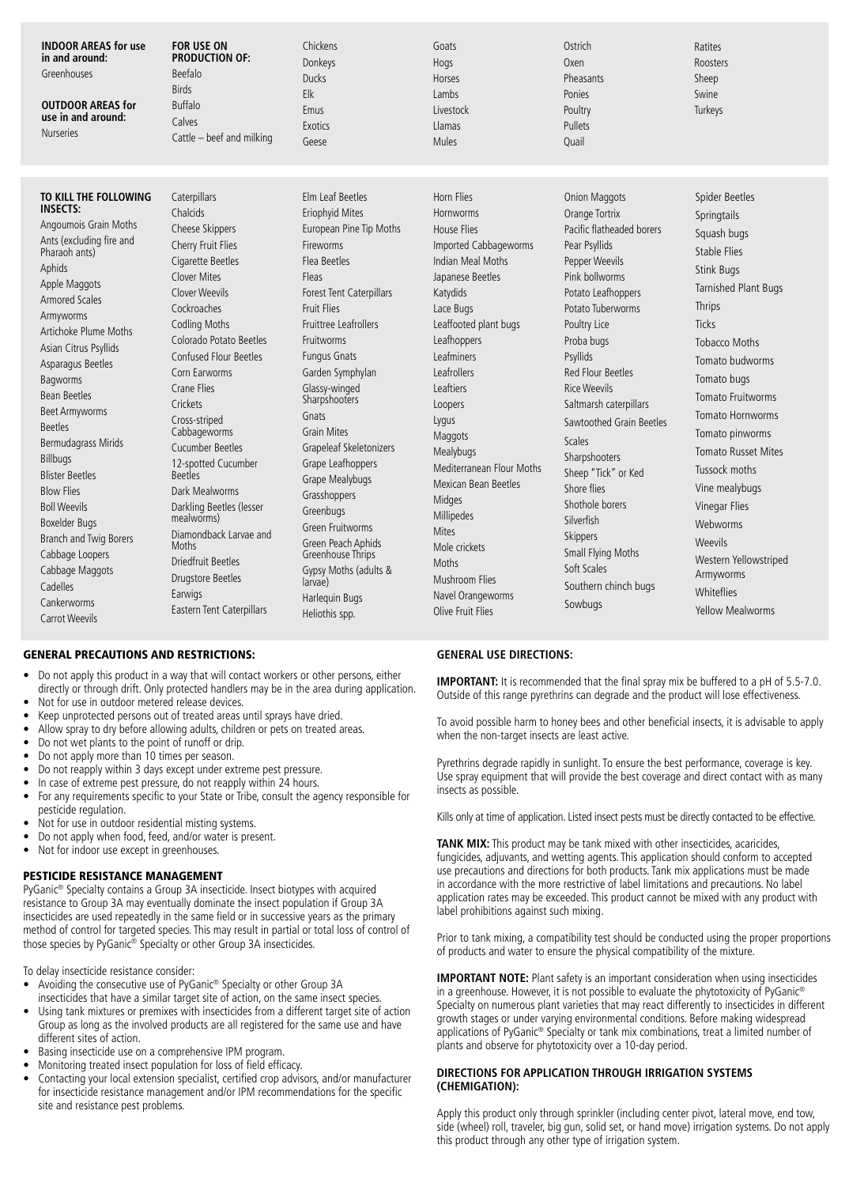**INDOOR AREAS for use in and around:**
Greenhouses

**OUTDOOR AREAS for use in and around:**
Nurseries

**FOR USE ON PRODUCTION OF:**
Beefalo
Birds
Buffalo
Calves
Cattle – beef and milking
Chickens
Donkeys
Ducks
Elk
Emus
Exotics
Geese
Goats
Hogs
Horses
Lambs
Livestock
Llamas
Mules
Ostrich
Oxen
Pheasants
Ponies
Poultry
Pullets
Quail
Ratites
Roosters
Sheep
Swine
Turkeys

**TO KILL THE FOLLOWING INSECTS:**
Angoumois Grain Moths
Ants (excluding fire and Pharaoh ants)
Aphids
Apple Maggots
Armored Scales
Armyworms
Artichoke Plume Moths
Asian Citrus Psyllids
Asparagus Beetles
Bagworms
Bean Beetles
Beet Armyworms
Beetles
Bermudagrass Mirids
Billbugs
Blister Beetles
Blow Flies
Boll Weevils
Boxelder Bugs
Branch and Twig Borers
Cabbage Loopers
Cabbage Maggots
Cadelles
Cankerworms
Carrot Weevils
Caterpillars
Chalcids
Cheese Skippers
Cherry Fruit Flies
Cigarette Beetles
Clover Mites
Clover Weevils
Cockroaches
Codling Moths
Colorado Potato Beetles
Confused Flour Beetles
Corn Earworms
Crane Flies
Crickets
Cross-striped Cabbageworms
Cucumber Beetles
12-spotted Cucumber Beetles
Dark Mealworms
Darkling Beetles (lesser mealworms)
Diamondback Larvae and Moths
Driedfruit Beetles
Drugstore Beetles
Earwigs
Eastern Tent Caterpillars
Elm Leaf Beetles
Eriophyid Mites
European Pine Tip Moths
Fireworms
Flea Beetles
Fleas
Forest Tent Caterpillars
Fruit Flies
Fruittree Leafrollers
Fruitworms
Fungus Gnats
Garden Symphylan
Glassy-winged Sharpshooters
Gnats
Grain Mites
Grapeleaf Skeletonizers
Grape Leafhoppers
Grape Mealybugs
Grasshoppers
Greenbugs
Green Fruitworms
Green Peach Aphids
Greenhouse Thrips
Gypsy Moths (adults & larvae)
Harlequin Bugs
Heliothis spp.
Horn Flies
Hornworms
House Flies
Imported Cabbageworms
Indian Meal Moths
Japanese Beetles
Katydids
Lace Bugs
Leaffooted plant bugs
Leafhoppers
Leafminers
Leafrollers
Leaftiers
Loopers
Lygus
Maggots
Mealybugs
Mediterranean Flour Moths
Mexican Bean Beetles
Midges
Millipedes
Mites
Mole crickets
Moths
Mushroom Flies
Navel Orangeworms
Olive Fruit Flies
Onion Maggots
Orange Tortrix
Pacific flatheaded borers
Pear Psyllids
Pepper Weevils
Pink bollworms
Potato Leafhoppers
Potato Tuberworms
Poultry Lice
Proba bugs
Psyllids
Red Flour Beetles
Rice Weevils
Saltmarsh caterpillars
Sawtoothed Grain Beetles
Scales
Sharpshooters
Sheep "Tick" or Ked
Shore flies
Shothole borers
Silverfish
Skippers
Small Flying Moths
Soft Scales
Southern chinch bugs
Sowbugs
Spider Beetles
Springtails
Squash bugs
Stable Flies
Stink Bugs
Tarnished Plant Bugs
Thrips
Ticks
Tobacco Moths
Tomato budworms
Tomato bugs
Tomato Fruitworms
Tomato Hornworms
Tomato pinworms
Tomato Russet Mites
Tussock moths
Vine mealybugs
Vinegar Flies
Webworms
Weevils
Western Yellowstriped Armyworms
Whiteflies
Yellow Mealworms

## GENERAL PRECAUTIONS AND RESTRICTIONS:

- Do not apply this product in a way that will contact workers or other persons, either directly or through drift. Only protected handlers may be in the area during application.
- Not for use in outdoor metered release devices.
- Keep unprotected persons out of treated areas until sprays have dried.
- Allow spray to dry before allowing adults, children or pets on treated areas.
- Do not wet plants to the point of runoff or drip.
- Do not apply more than 10 times per season.
- Do not reapply within 3 days except under extreme pest pressure.
- In case of extreme pest pressure, do not reapply within 24 hours.
- For any requirements specific to your State or Tribe, consult the agency responsible for pesticide regulation.
- Not for use in outdoor residential misting systems.
- Do not apply when food, feed, and/or water is present.
- Not for indoor use except in greenhouses.

## PESTICIDE RESISTANCE MANAGEMENT

PyGanic® Specialty contains a Group 3A insecticide. Insect biotypes with acquired resistance to Group 3A may eventually dominate the insect population if Group 3A insecticides are used repeatedly in the same field or in successive years as the primary method of control for targeted species. This may result in partial or total loss of control of those species by PyGanic® Specialty or other Group 3A insecticides.

To delay insecticide resistance consider:

- Avoiding the consecutive use of PyGanic® Specialty or other Group 3A insecticides that have a similar target site of action, on the same insect species.
- Using tank mixtures or premixes with insecticides from a different target site of action Group as long as the involved products are all registered for the same use and have different sites of action.
- Basing insecticide use on a comprehensive IPM program.
- Monitoring treated insect population for loss of field efficacy.
- Contacting your local extension specialist, certified crop advisors, and/or manufacturer for insecticide resistance management and/or IPM recommendations for the specific site and resistance pest problems.

## GENERAL USE DIRECTIONS:

**IMPORTANT:** It is recommended that the final spray mix be buffered to a pH of 5.5-7.0. Outside of this range pyrethrins can degrade and the product will lose effectiveness.

To avoid possible harm to honey bees and other beneficial insects, it is advisable to apply when the non-target insects are least active.

Pyrethrins degrade rapidly in sunlight. To ensure the best performance, coverage is key. Use spray equipment that will provide the best coverage and direct contact with as many insects as possible.

Kills only at time of application. Listed insect pests must be directly contacted to be effective.

**TANK MIX:** This product may be tank mixed with other insecticides, acaricides, fungicides, adjuvants, and wetting agents. This application should conform to accepted use precautions and directions for both products. Tank mix applications must be made in accordance with the more restrictive of label limitations and precautions. No label application rates may be exceeded. This product cannot be mixed with any product with label prohibitions against such mixing.

Prior to tank mixing, a compatibility test should be conducted using the proper proportions of products and water to ensure the physical compatibility of the mixture.

**IMPORTANT NOTE:** Plant safety is an important consideration when using insecticides in a greenhouse. However, it is not possible to evaluate the phytotoxicity of PyGanic® Specialty on numerous plant varieties that may react differently to insecticides in different growth stages or under varying environmental conditions. Before making widespread applications of PyGanic® Specialty or tank mix combinations, treat a limited number of plants and observe for phytotoxicity over a 10-day period.

### DIRECTIONS FOR APPLICATION THROUGH IRRIGATION SYSTEMS (CHEMIGATION):

Apply this product only through sprinkler (including center pivot, lateral move, end tow, side (wheel) roll, traveler, big gun, solid set, or hand move) irrigation systems. Do not apply this product through any other type of irrigation system.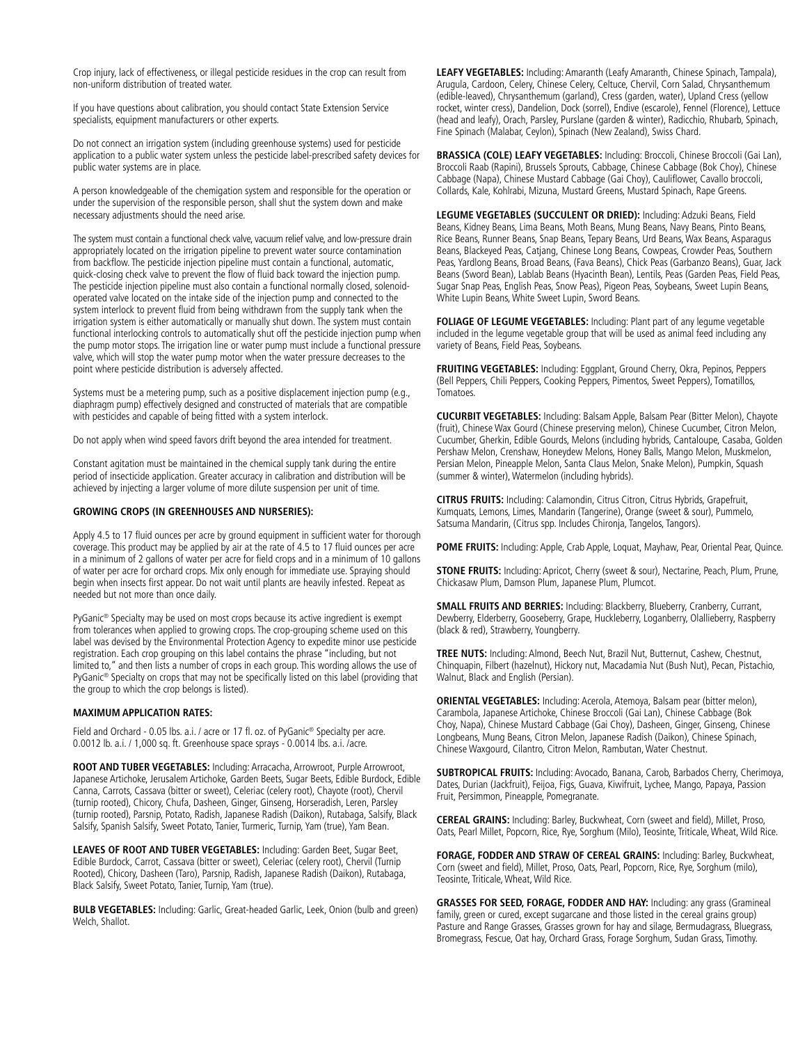Crop injury, lack of effectiveness, or illegal pesticide residues in the crop can result from non-uniform distribution of treated water.

If you have questions about calibration, you should contact State Extension Service specialists, equipment manufacturers or other experts.

Do not connect an irrigation system (including greenhouse systems) used for pesticide application to a public water system unless the pesticide label-prescribed safety devices for public water systems are in place.

A person knowledgeable of the chemigation system and responsible for the operation or under the supervision of the responsible person, shall shut the system down and make necessary adjustments should the need arise.

The system must contain a functional check valve, vacuum relief valve, and low-pressure drain appropriately located on the irrigation pipeline to prevent water source contamination from backflow. The pesticide injection pipeline must contain a functional, automatic, quick-closing check valve to prevent the flow of fluid back toward the injection pump. The pesticide injection pipeline must also contain a functional normally closed, solenoid-operated valve located on the intake side of the injection pump and connected to the system interlock to prevent fluid from being withdrawn from the supply tank when the irrigation system is either automatically or manually shut down. The system must contain functional interlocking controls to automatically shut off the pesticide injection pump when the pump motor stops. The irrigation line or water pump must include a functional pressure valve, which will stop the water pump motor when the water pressure decreases to the point where pesticide distribution is adversely affected.

Systems must be a metering pump, such as a positive displacement injection pump (e.g., diaphragm pump) effectively designed and constructed of materials that are compatible with pesticides and capable of being fitted with a system interlock.

Do not apply when wind speed favors drift beyond the area intended for treatment.

Constant agitation must be maintained in the chemical supply tank during the entire period of insecticide application. Greater accuracy in calibration and distribution will be achieved by injecting a larger volume of more dilute suspension per unit of time.

**GROWING CROPS (IN GREENHOUSES AND NURSERIES):**

Apply 4.5 to 17 fluid ounces per acre by ground equipment in sufficient water for thorough coverage. This product may be applied by air at the rate of 4.5 to 17 fluid ounces per acre in a minimum of 2 gallons of water per acre for field crops and in a minimum of 10 gallons of water per acre for orchard crops. Mix only enough for immediate use. Spraying should begin when insects first appear. Do not wait until plants are heavily infested. Repeat as needed but not more than once daily.

PyGanic® Specialty may be used on most crops because its active ingredient is exempt from tolerances when applied to growing crops. The crop-grouping scheme used on this label was devised by the Environmental Protection Agency to expedite minor use pesticide registration. Each crop grouping on this label contains the phrase "including, but not limited to," and then lists a number of crops in each group. This wording allows the use of PyGanic® Specialty on crops that may not be specifically listed on this label (providing that the group to which the crop belongs is listed).

**MAXIMUM APPLICATION RATES:**

Field and Orchard - 0.05 lbs. a.i. / acre or 17 fl. oz. of PyGanic® Specialty per acre. 0.0012 lb. a.i. / 1,000 sq. ft. Greenhouse space sprays - 0.0014 lbs. a.i. /acre.

**ROOT AND TUBER VEGETABLES:** Including: Arracacha, Arrowroot, Purple Arrowroot, Japanese Artichoke, Jerusalem Artichoke, Garden Beets, Sugar Beets, Edible Burdock, Edible Canna, Carrots, Cassava (bitter or sweet), Celeriac (celery root), Chayote (root), Chervil (turnip rooted), Chicory, Chufa, Dasheen, Ginger, Ginseng, Horseradish, Leren, Parsley (turnip rooted), Parsnip, Potato, Radish, Japanese Radish (Daikon), Rutabaga, Salsify, Black Salsify, Spanish Salsify, Sweet Potato, Tanier, Turmeric, Turnip, Yam (true), Yam Bean.

**LEAVES OF ROOT AND TUBER VEGETABLES:** Including: Garden Beet, Sugar Beet, Edible Burdock, Carrot, Cassava (bitter or sweet), Celeriac (celery root), Chervil (Turnip Rooted), Chicory, Dasheen (Taro), Parsnip, Radish, Japanese Radish (Daikon), Rutabaga, Black Salsify, Sweet Potato, Tanier, Turnip, Yam (true).

**BULB VEGETABLES:** Including: Garlic, Great-headed Garlic, Leek, Onion (bulb and green) Welch, Shallot.

**LEAFY VEGETABLES:** Including: Amaranth (Leafy Amaranth, Chinese Spinach, Tampala), Arugula, Cardoon, Celery, Chinese Celery, Celtuce, Chervil, Corn Salad, Chrysanthemum (edible-leaved), Chrysanthemum (garland), Cress (garden, water), Upland Cress (yellow rocket, winter cress), Dandelion, Dock (sorrel), Endive (escarole), Fennel (Florence), Lettuce (head and leafy), Orach, Parsley, Purslane (garden & winter), Radicchio, Rhubarb, Spinach, Fine Spinach (Malabar, Ceylon), Spinach (New Zealand), Swiss Chard.

**BRASSICA (COLE) LEAFY VEGETABLES:** Including: Broccoli, Chinese Broccoli (Gai Lan), Broccoli Raab (Rapini), Brussels Sprouts, Cabbage, Chinese Cabbage (Bok Choy), Chinese Cabbage (Napa), Chinese Mustard Cabbage (Gai Choy), Cauliflower, Cavallo broccoli, Collards, Kale, Kohlrabi, Mizuna, Mustard Greens, Mustard Spinach, Rape Greens.

**LEGUME VEGETABLES (SUCCULENT OR DRIED):** Including: Adzuki Beans, Field Beans, Kidney Beans, Lima Beans, Moth Beans, Mung Beans, Navy Beans, Pinto Beans, Rice Beans, Runner Beans, Snap Beans, Tepary Beans, Urd Beans, Wax Beans, Asparagus Beans, Blackeyed Peas, Catjang, Chinese Long Beans, Cowpeas, Crowder Peas, Southern Peas, Yardlong Beans, Broad Beans, (Fava Beans), Chick Peas (Garbanzo Beans), Guar, Jack Beans (Sword Bean), Lablab Beans (Hyacinth Bean), Lentils, Peas (Garden Peas, Field Peas, Sugar Snap Peas, English Peas, Snow Peas), Pigeon Peas, Soybeans, Sweet Lupin Beans, White Lupin Beans, White Sweet Lupin, Sword Beans.

**FOLIAGE OF LEGUME VEGETABLES:** Including: Plant part of any legume vegetable included in the legume vegetable group that will be used as animal feed including any variety of Beans, Field Peas, Soybeans.

**FRUITING VEGETABLES:** Including: Eggplant, Ground Cherry, Okra, Pepinos, Peppers (Bell Peppers, Chili Peppers, Cooking Peppers, Pimentos, Sweet Peppers), Tomatillos, Tomatoes.

**CUCURBIT VEGETABLES:** Including: Balsam Apple, Balsam Pear (Bitter Melon), Chayote (fruit), Chinese Wax Gourd (Chinese preserving melon), Chinese Cucumber, Citron Melon, Cucumber, Gherkin, Edible Gourds, Melons (including hybrids, Cantaloupe, Casaba, Golden Pershaw Melon, Crenshaw, Honeydew Melons, Honey Balls, Mango Melon, Muskmelon, Persian Melon, Pineapple Melon, Santa Claus Melon, Snake Melon), Pumpkin, Squash (summer & winter), Watermelon (including hybrids).

**CITRUS FRUITS:** Including: Calamondin, Citrus Citron, Citrus Hybrids, Grapefruit, Kumquats, Lemons, Limes, Mandarin (Tangerine), Orange (sweet & sour), Pummelo, Satsuma Mandarin, (Citrus spp. Includes Chironja, Tangelos, Tangors).

**POME FRUITS:** Including: Apple, Crab Apple, Loquat, Mayhaw, Pear, Oriental Pear, Quince.

**STONE FRUITS:** Including: Apricot, Cherry (sweet & sour), Nectarine, Peach, Plum, Prune, Chickasaw Plum, Damson Plum, Japanese Plum, Plumcot.

**SMALL FRUITS AND BERRIES:** Including: Blackberry, Blueberry, Cranberry, Currant, Dewberry, Elderberry, Gooseberry, Grape, Huckleberry, Loganberry, Olallieberry, Raspberry (black & red), Strawberry, Youngberry.

**TREE NUTS:** Including: Almond, Beech Nut, Brazil Nut, Butternut, Cashew, Chestnut, Chinquapin, Filbert (hazelnut), Hickory nut, Macadamia Nut (Bush Nut), Pecan, Pistachio, Walnut, Black and English (Persian).

**ORIENTAL VEGETABLES:** Including: Acerola, Atemoya, Balsam pear (bitter melon), Carambola, Japanese Artichoke, Chinese Broccoli (Gai Lan), Chinese Cabbage (Bok Choy, Napa), Chinese Mustard Cabbage (Gai Choy), Dasheen, Ginger, Ginseng, Chinese Longbeans, Mung Beans, Citron Melon, Japanese Radish (Daikon), Chinese Spinach, Chinese Waxgourd, Cilantro, Citron Melon, Rambutan, Water Chestnut.

**SUBTROPICAL FRUITS:** Including: Avocado, Banana, Carob, Barbados Cherry, Cherimoya, Dates, Durian (Jackfruit), Feijoa, Figs, Guava, Kiwifruit, Lychee, Mango, Papaya, Passion Fruit, Persimmon, Pineapple, Pomegranate.

**CEREAL GRAINS:** Including: Barley, Buckwheat, Corn (sweet and field), Millet, Proso, Oats, Pearl Millet, Popcorn, Rice, Rye, Sorghum (Milo), Teosinte, Triticale, Wheat, Wild Rice.

**FORAGE, FODDER AND STRAW OF CEREAL GRAINS:** Including: Barley, Buckwheat, Corn (sweet and field), Millet, Proso, Oats, Pearl, Popcorn, Rice, Rye, Sorghum (milo), Teosinte, Triticale, Wheat, Wild Rice.

**GRASSES FOR SEED, FORAGE, FODDER AND HAY:** Including: any grass (Gramineal family, green or cured, except sugarcane and those listed in the cereal grains group) Pasture and Range Grasses, Grasses grown for hay and silage, Bermudagrass, Bluegrass, Bromegrass, Fescue, Oat hay, Orchard Grass, Forage Sorghum, Sudan Grass, Timothy.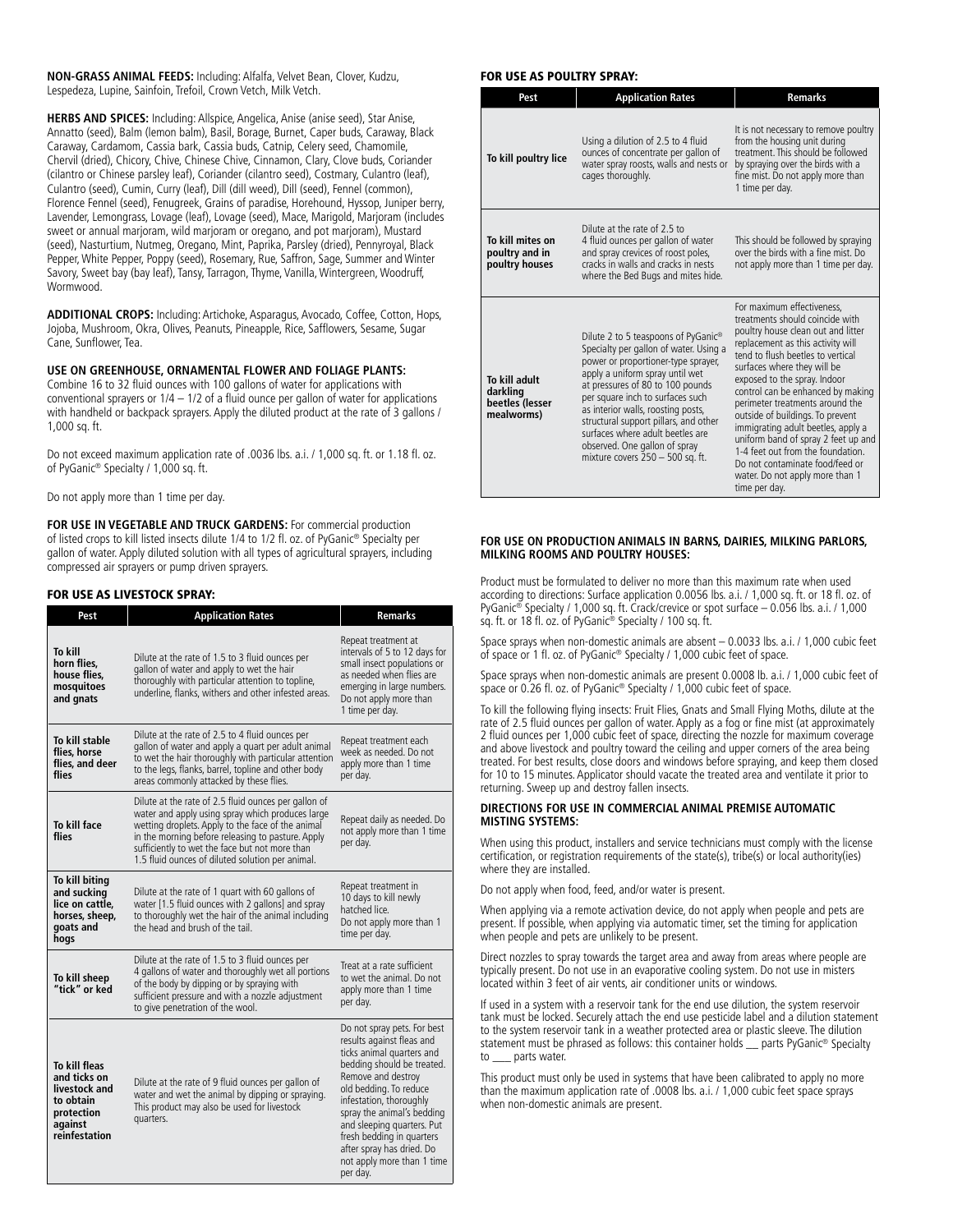**NON-GRASS ANIMAL FEEDS:** Including: Alfalfa, Velvet Bean, Clover, Kudzu, Lespedeza, Lupine, Sainfoin, Trefoil, Crown Vetch, Milk Vetch.

**HERBS AND SPICES:** Including: Allspice, Angelica, Anise (anise seed), Star Anise, Annatto (seed), Balm (lemon balm), Basil, Borage, Burnet, Caper buds, Caraway, Black Caraway, Cardamom, Cassia bark, Cassia buds, Catnip, Celery seed, Chamomile, Chervil (dried), Chicory, Chive, Chinese Chive, Cinnamon, Clary, Clove buds, Coriander (cilantro or Chinese parsley leaf), Coriander (cilantro seed), Costmary, Culantro (leaf), Culantro (seed), Cumin, Curry (leaf), Dill (dill weed), Dill (seed), Fennel (common), Florence Fennel (seed), Fenugreek, Grains of paradise, Horehound, Hyssop, Juniper berry, Lavender, Lemongrass, Lovage (leaf), Lovage (seed), Mace, Marigold, Marjoram (includes sweet or annual marjoram, wild marjoram or oregano, and pot marjoram), Mustard (seed), Nasturtium, Nutmeg, Oregano, Mint, Paprika, Parsley (dried), Pennyroyal, Black Pepper, White Pepper, Poppy (seed), Rosemary, Rue, Saffron, Sage, Summer and Winter Savory, Sweet bay (bay leaf), Tansy, Tarragon, Thyme, Vanilla, Wintergreen, Woodruff, Wormwood.

**ADDITIONAL CROPS:** Including: Artichoke, Asparagus, Avocado, Coffee, Cotton, Hops, Jojoba, Mushroom, Okra, Olives, Peanuts, Pineapple, Rice, Safflowers, Sesame, Sugar Cane, Sunflower, Tea.

**USE ON GREENHOUSE, ORNAMENTAL FLOWER AND FOLIAGE PLANTS:**
Combine 16 to 32 fluid ounces with 100 gallons of water for applications with conventional sprayers or 1/4 – 1/2 of a fluid ounce per gallon of water for applications with handheld or backpack sprayers. Apply the diluted product at the rate of 3 gallons / 1,000 sq. ft.

Do not exceed maximum application rate of .0036 lbs. a.i. / 1,000 sq. ft. or 1.18 fl. oz. of PyGanic® Specialty / 1,000 sq. ft.

Do not apply more than 1 time per day.

**FOR USE IN VEGETABLE AND TRUCK GARDENS:** For commercial production of listed crops to kill listed insects dilute 1/4 to 1/2 fl. oz. of PyGanic® Specialty per gallon of water. Apply diluted solution with all types of agricultural sprayers, including compressed air sprayers or pump driven sprayers.

## FOR USE AS LIVESTOCK SPRAY:

| Pest | Application Rates | Remarks |
|---|---|---|
| **To kill horn flies, house flies, mosquitoes and gnats** | Dilute at the rate of 1.5 to 3 fluid ounces per gallon of water and apply to wet the hair thoroughly with particular attention to topline, underline, flanks, withers and other infested areas. | Repeat treatment at intervals of 5 to 12 days for small insect populations or as needed when flies are emerging in large numbers. Do not apply more than 1 time per day. |
| **To kill stable flies, horse flies, and deer flies** | Dilute at the rate of 2.5 to 4 fluid ounces per gallon of water and apply a quart per adult animal to wet the hair thoroughly with particular attention to the legs, flanks, barrel, topline and other body areas commonly attacked by these flies. | Repeat treatment each week as needed. Do not apply more than 1 time per day. |
| **To kill face flies** | Dilute at the rate of 2.5 fluid ounces per gallon of water and apply using spray which produces large wetting droplets. Apply to the face of the animal in the morning before releasing to pasture. Apply sufficiently to wet the face but not more than 1.5 fluid ounces of diluted solution per animal. | Repeat daily as needed. Do not apply more than 1 time per day. |
| **To kill biting and sucking lice on cattle, horses, sheep, goats and hogs** | Dilute at the rate of 1 quart with 60 gallons of water [1.5 fluid ounces with 2 gallons] and spray to thoroughly wet the hair of the animal including the head and brush of the tail. | Repeat treatment in 10 days to kill newly hatched lice. Do not apply more than 1 time per day. |
| **To kill sheep "tick" or ked** | Dilute at the rate of 1.5 to 3 fluid ounces per 4 gallons of water and thoroughly wet all portions of the body by dipping or by spraying with sufficient pressure and with a nozzle adjustment to give penetration of the wool. | Treat at a rate sufficient to wet the animal. Do not apply more than 1 time per day. |
| **To kill fleas and ticks on livestock and to obtain protection against reinfestation** | Dilute at the rate of 9 fluid ounces per gallon of water and wet the animal by dipping or spraying. This product may also be used for livestock quarters. | Do not spray pets. For best results against fleas and ticks animal quarters and bedding should be treated. Remove and destroy old bedding. To reduce infestation, thoroughly spray the animal's bedding and sleeping quarters. Put fresh bedding in quarters after spray has dried. Do not apply more than 1 time per day. |

## FOR USE AS POULTRY SPRAY:

| Pest | Application Rates | Remarks |
|---|---|---|
| **To kill poultry lice** | Using a dilution of 2.5 to 4 fluid ounces of concentrate per gallon of water spray roosts, walls and nests or cages thoroughly. | It is not necessary to remove poultry from the housing unit during treatment. This should be followed by spraying over the birds with a fine mist. Do not apply more than 1 time per day. |
| **To kill mites on poultry and in poultry houses** | Dilute at the rate of 2.5 to 4 fluid ounces per gallon of water and spray crevices of roost poles, cracks in walls and cracks in nests where the Bed Bugs and mites hide. | This should be followed by spraying over the birds with a fine mist. Do not apply more than 1 time per day. |
| **To kill adult darkling beetles (lesser mealworms)** | Dilute 2 to 5 teaspoons of PyGanic® Specialty per gallon of water. Using a power or proportioner-type sprayer, apply a uniform spray until wet at pressures of 80 to 100 pounds per square inch to surfaces such as interior walls, roosting posts, structural support pillars, and other surfaces where adult beetles are observed. One gallon of spray mixture covers 250 – 500 sq. ft. | For maximum effectiveness, treatments should coincide with poultry house clean out and litter replacement as this activity will tend to flush beetles to vertical surfaces where they will be exposed to the spray. Indoor control can be enhanced by making perimeter treatments around the outside of buildings. To prevent immigrating adult beetles, apply a uniform band of spray 2 feet up and 1-4 feet out from the foundation. Do not contaminate food/feed or water. Do not apply more than 1 time per day. |

**FOR USE ON PRODUCTION ANIMALS IN BARNS, DAIRIES, MILKING PARLORS, MILKING ROOMS AND POULTRY HOUSES:**

Product must be formulated to deliver no more than this maximum rate when used according to directions: Surface application 0.0056 lbs. a.i. / 1,000 sq. ft. or 18 fl. oz. of PyGanic® Specialty / 1,000 sq. ft. Crack/crevice or spot surface – 0.056 lbs. a.i. / 1,000 sq. ft. or 18 fl. oz. of PyGanic® Specialty / 100 sq. ft.

Space sprays when non-domestic animals are absent – 0.0033 lbs. a.i. / 1,000 cubic feet of space or 1 fl. oz. of PyGanic® Specialty / 1,000 cubic feet of space.

Space sprays when non-domestic animals are present 0.0008 lb. a.i. / 1,000 cubic feet of space or 0.26 fl. oz. of PyGanic® Specialty / 1,000 cubic feet of space.

To kill the following flying insects: Fruit Flies, Gnats and Small Flying Moths, dilute at the rate of 2.5 fluid ounces per gallon of water. Apply as a fog or fine mist (at approximately 2 fluid ounces per 1,000 cubic feet of space, directing the nozzle for maximum coverage and above livestock and poultry toward the ceiling and upper corners of the area being treated. For best results, close doors and windows before spraying, and keep them closed for 10 to 15 minutes. Applicator should vacate the treated area and ventilate it prior to returning. Sweep up and destroy fallen insects.

**DIRECTIONS FOR USE IN COMMERCIAL ANIMAL PREMISE AUTOMATIC MISTING SYSTEMS:**

When using this product, installers and service technicians must comply with the license certification, or registration requirements of the state(s), tribe(s) or local authority(ies) where they are installed.

Do not apply when food, feed, and/or water is present.

When applying via a remote activation device, do not apply when people and pets are present. If possible, when applying via automatic timer, set the timing for application when people and pets are unlikely to be present.

Direct nozzles to spray towards the target area and away from areas where people are typically present. Do not use in an evaporative cooling system. Do not use in misters located within 3 feet of air vents, air conditioner units or windows.

If used in a system with a reservoir tank for the end use dilution, the system reservoir tank must be locked. Securely attach the end use pesticide label and a dilution statement to the system reservoir tank in a weather protected area or plastic sleeve. The dilution statement must be phrased as follows: this container holds __ parts PyGanic® Specialty to ___ parts water.

This product must only be used in systems that have been calibrated to apply no more than the maximum application rate of .0008 lbs. a.i. / 1,000 cubic feet space sprays when non-domestic animals are present.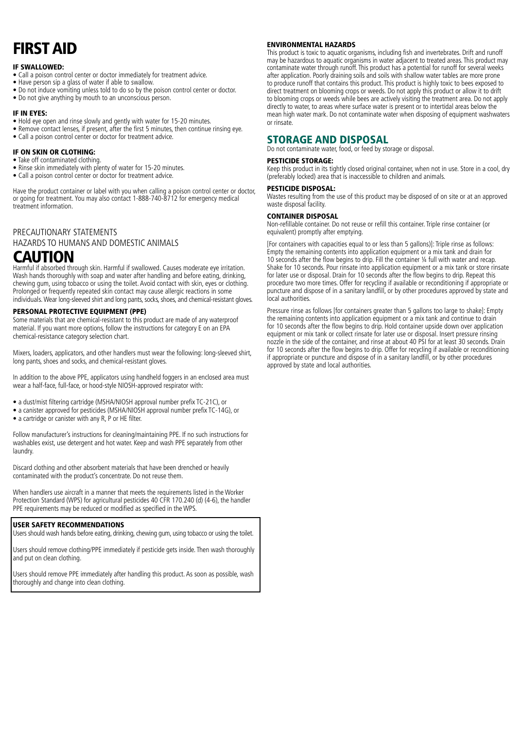# FIRST AID

### IF SWALLOWED:

- Call a poison control center or doctor immediately for treatment advice.
- Have person sip a glass of water if able to swallow.
- Do not induce vomiting unless told to do so by the poison control center or doctor.
- Do not give anything by mouth to an unconscious person.

### IF IN EYES:

- Hold eye open and rinse slowly and gently with water for 15-20 minutes.
- Remove contact lenses, if present, after the first 5 minutes, then continue rinsing eye.
- Call a poison control center or doctor for treatment advice.

### IF ON SKIN OR CLOTHING:

- Take off contaminated clothing.
- Rinse skin immediately with plenty of water for 15-20 minutes.
- Call a poison control center or doctor for treatment advice.

Have the product container or label with you when calling a poison control center or doctor, or going for treatment. You may also contact 1-888-740-8712 for emergency medical treatment information.

PRECAUTIONARY STATEMENTS

HAZARDS TO HUMANS AND DOMESTIC ANIMALS

# CAUTION

Harmful if absorbed through skin. Harmful if swallowed. Causes moderate eye irritation. Wash hands thoroughly with soap and water after handling and before eating, drinking, chewing gum, using tobacco or using the toilet. Avoid contact with skin, eyes or clothing. Prolonged or frequently repeated skin contact may cause allergic reactions in some individuals. Wear long-sleeved shirt and long pants, socks, shoes, and chemical-resistant gloves.

### PERSONAL PROTECTIVE EQUIPMENT (PPE)

Some materials that are chemical-resistant to this product are made of any waterproof material. If you want more options, follow the instructions for category E on an EPA chemical-resistance category selection chart.

Mixers, loaders, applicators, and other handlers must wear the following: long-sleeved shirt, long pants, shoes and socks, and chemical-resistant gloves.

In addition to the above PPE, applicators using handheld foggers in an enclosed area must wear a half-face, full-face, or hood-style NIOSH-approved respirator with:

- a dust/mist filtering cartridge (MSHA/NIOSH approval number prefix TC-21C), or
- a canister approved for pesticides (MSHA/NIOSH approval number prefix TC-14G), or
- a cartridge or canister with any R, P or HE filter.

Follow manufacturer's instructions for cleaning/maintaining PPE. If no such instructions for washables exist, use detergent and hot water. Keep and wash PPE separately from other laundry.

Discard clothing and other absorbent materials that have been drenched or heavily contaminated with the product's concentrate. Do not reuse them.

When handlers use aircraft in a manner that meets the requirements listed in the Worker Protection Standard (WPS) for agricultural pesticides 40 CFR 170.240 (d) (4-6), the handler PPE requirements may be reduced or modified as specified in the WPS.

### USER SAFETY RECOMMENDATIONS

Users should wash hands before eating, drinking, chewing gum, using tobacco or using the toilet.

Users should remove clothing/PPE immediately if pesticide gets inside. Then wash thoroughly and put on clean clothing.

Users should remove PPE immediately after handling this product. As soon as possible, wash thoroughly and change into clean clothing.

### ENVIRONMENTAL HAZARDS

This product is toxic to aquatic organisms, including fish and invertebrates. Drift and runoff may be hazardous to aquatic organisms in water adjacent to treated areas. This product may contaminate water through runoff. This product has a potential for runoff for several weeks after application. Poorly draining soils and soils with shallow water tables are more prone to produce runoff that contains this product. This product is highly toxic to bees exposed to direct treatment on blooming crops or weeds. Do not apply this product or allow it to drift to blooming crops or weeds while bees are actively visiting the treatment area. Do not apply directly to water, to areas where surface water is present or to intertidal areas below the mean high water mark. Do not contaminate water when disposing of equipment washwaters or rinsate.

## STORAGE AND DISPOSAL

Do not contaminate water, food, or feed by storage or disposal.

### PESTICIDE STORAGE:

Keep this product in its tightly closed original container, when not in use. Store in a cool, dry (preferably locked) area that is inaccessible to children and animals.

### PESTICIDE DISPOSAL:

Wastes resulting from the use of this product may be disposed of on site or at an approved waste disposal facility.

### CONTAINER DISPOSAL

Non-refillable container. Do not reuse or refill this container. Triple rinse container (or equivalent) promptly after emptying.

[For containers with capacities equal to or less than 5 gallons)]: Triple rinse as follows: Empty the remaining contents into application equipment or a mix tank and drain for 10 seconds after the flow begins to drip. Fill the container ¼ full with water and recap. Shake for 10 seconds. Pour rinsate into application equipment or a mix tank or store rinsate for later use or disposal. Drain for 10 seconds after the flow begins to drip. Repeat this procedure two more times. Offer for recycling if available or reconditioning if appropriate or puncture and dispose of in a sanitary landfill, or by other procedures approved by state and local authorities.

Pressure rinse as follows [for containers greater than 5 gallons too large to shake]: Empty the remaining contents into application equipment or a mix tank and continue to drain for 10 seconds after the flow begins to drip. Hold container upside down over application equipment or mix tank or collect rinsate for later use or disposal. Insert pressure rinsing nozzle in the side of the container, and rinse at about 40 PSI for at least 30 seconds. Drain for 10 seconds after the flow begins to drip. Offer for recycling if available or reconditioning if appropriate or puncture and dispose of in a sanitary landfill, or by other procedures approved by state and local authorities.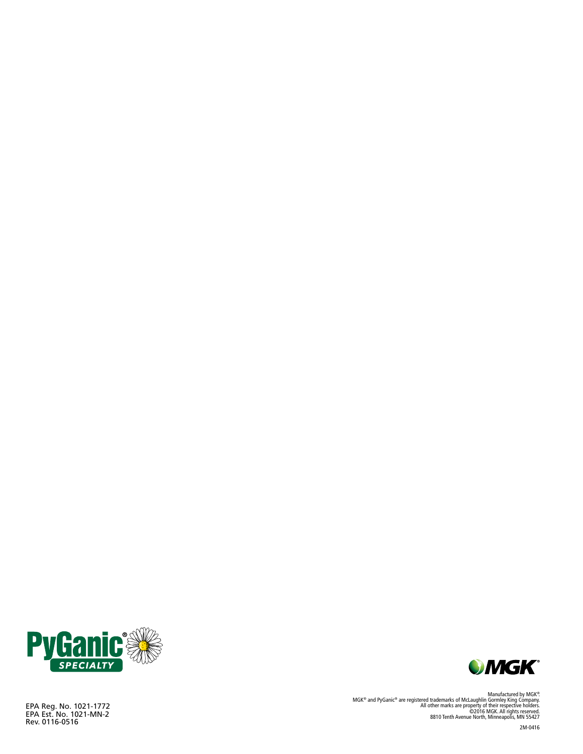PyGanic® SPECIALTY

MGK®

EPA Reg. No. 1021-1772
EPA Est. No. 1021-MN-2
Rev. 0116-0516

Manufactured by MGK®.
MGK® and PyGanic® are registered trademarks of McLaughlin Gormley King Company.
All other marks are property of their respective holders.
©2016 MGK. All rights reserved.
8810 Tenth Avenue North, Minneapolis, MN 55427

2M-0416